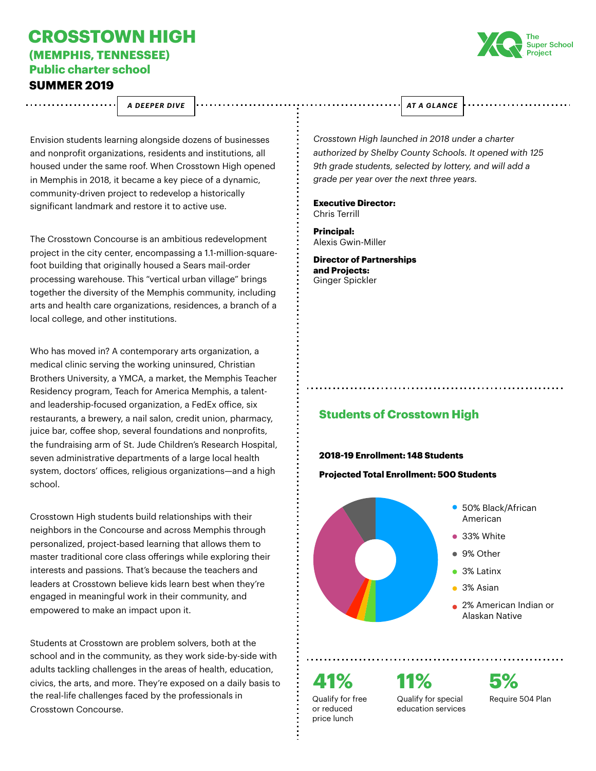# CROSSTOWN HIGH

## (MEMPHIS, TENNESSEE)

### Public charter school

### SUMMER 2019

XQ The Super School Project

***A DEEPER DIVE***

Envision students learning alongside dozens of businesses and nonprofit organizations, residents and institutions, all housed under the same roof. When Crosstown High opened in Memphis in 2018, it became a key piece of a dynamic, community-driven project to redevelop a historically significant landmark and restore it to active use.

The Crosstown Concourse is an ambitious redevelopment project in the city center, encompassing a 1.1-million-square-foot building that originally housed a Sears mail-order processing warehouse. This "vertical urban village" brings together the diversity of the Memphis community, including arts and health care organizations, residences, a branch of a local college, and other institutions.

Who has moved in? A contemporary arts organization, a medical clinic serving the working uninsured, Christian Brothers University, a YMCA, a market, the Memphis Teacher Residency program, Teach for America Memphis, a talent- and leadership-focused organization, a FedEx office, six restaurants, a brewery, a nail salon, credit union, pharmacy, juice bar, coffee shop, several foundations and nonprofits, the fundraising arm of St. Jude Children's Research Hospital, seven administrative departments of a large local health system, doctors' offices, religious organizations—and a high school.

Crosstown High students build relationships with their neighbors in the Concourse and across Memphis through personalized, project-based learning that allows them to master traditional core class offerings while exploring their interests and passions. That's because the teachers and leaders at Crosstown believe kids learn best when they're engaged in meaningful work in their community, and empowered to make an impact upon it.

Students at Crosstown are problem solvers, both at the school and in the community, as they work side-by-side with adults tackling challenges in the areas of health, education, civics, the arts, and more. They're exposed on a daily basis to the real-life challenges faced by the professionals in Crosstown Concourse.

***AT A GLANCE***

*Crosstown High launched in 2018 under a charter authorized by Shelby County Schools. It opened with 125 9th grade students, selected by lottery, and will add a grade per year over the next three years.*

**Executive Director:**
Chris Terrill

**Principal:**
Alexis Gwin-Miller

**Director of Partnerships and Projects:**
Ginger Spickler

## Students of Crosstown High

**2018-19 Enrollment: 148 Students**

**Projected Total Enrollment: 500 Students**

- 50% Black/African American
- 33% White
- 9% Other
- 3% Latinx
- 3% Asian
- 2% American Indian or Alaskan Native

**41%** Qualify for free or reduced price lunch

**11%** Qualify for special education services

**5%** Require 504 Plan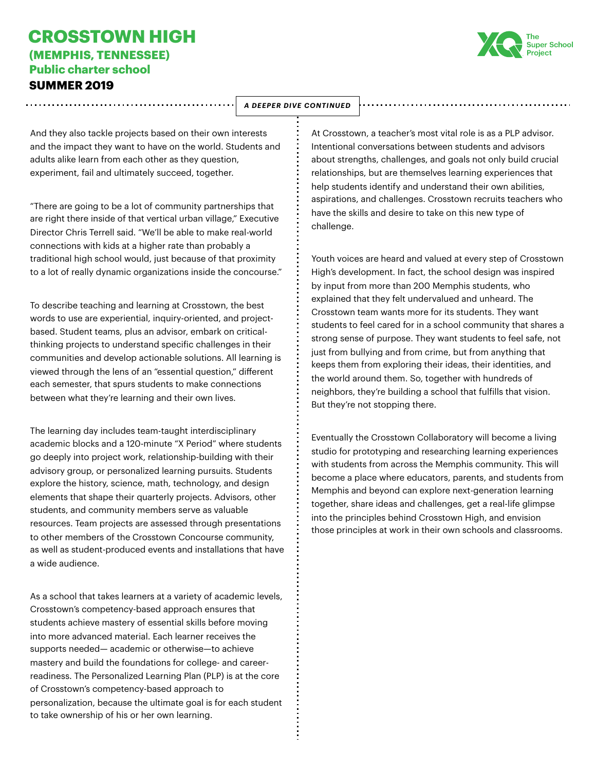# CROSSTOWN HIGH
## (MEMPHIS, TENNESSEE)
### Public charter school
**SUMMER 2019**

***A DEEPER DIVE CONTINUED***

And they also tackle projects based on their own interests and the impact they want to have on the world. Students and adults alike learn from each other as they question, experiment, fail and ultimately succeed, together.

"There are going to be a lot of community partnerships that are right there inside of that vertical urban village," Executive Director Chris Terrell said. "We'll be able to make real-world connections with kids at a higher rate than probably a traditional high school would, just because of that proximity to a lot of really dynamic organizations inside the concourse."

To describe teaching and learning at Crosstown, the best words to use are experiential, inquiry-oriented, and project-based. Student teams, plus an advisor, embark on critical-thinking projects to understand specific challenges in their communities and develop actionable solutions. All learning is viewed through the lens of an "essential question," different each semester, that spurs students to make connections between what they're learning and their own lives.

The learning day includes team-taught interdisciplinary academic blocks and a 120-minute "X Period" where students go deeply into project work, relationship-building with their advisory group, or personalized learning pursuits. Students explore the history, science, math, technology, and design elements that shape their quarterly projects. Advisors, other students, and community members serve as valuable resources. Team projects are assessed through presentations to other members of the Crosstown Concourse community, as well as student-produced events and installations that have a wide audience.

As a school that takes learners at a variety of academic levels, Crosstown's competency-based approach ensures that students achieve mastery of essential skills before moving into more advanced material. Each learner receives the supports needed— academic or otherwise—to achieve mastery and build the foundations for college- and career-readiness. The Personalized Learning Plan (PLP) is at the core of Crosstown's competency-based approach to personalization, because the ultimate goal is for each student to take ownership of his or her own learning.

At Crosstown, a teacher's most vital role is as a PLP advisor. Intentional conversations between students and advisors about strengths, challenges, and goals not only build crucial relationships, but are themselves learning experiences that help students identify and understand their own abilities, aspirations, and challenges. Crosstown recruits teachers who have the skills and desire to take on this new type of challenge.

Youth voices are heard and valued at every step of Crosstown High's development. In fact, the school design was inspired by input from more than 200 Memphis students, who explained that they felt undervalued and unheard. The Crosstown team wants more for its students. They want students to feel cared for in a school community that shares a strong sense of purpose. They want students to feel safe, not just from bullying and from crime, but from anything that keeps them from exploring their ideas, their identities, and the world around them. So, together with hundreds of neighbors, they're building a school that fulfills that vision. But they're not stopping there.

Eventually the Crosstown Collaboratory will become a living studio for prototyping and researching learning experiences with students from across the Memphis community. This will become a place where educators, parents, and students from Memphis and beyond can explore next-generation learning together, share ideas and challenges, get a real-life glimpse into the principles behind Crosstown High, and envision those principles at work in their own schools and classrooms.